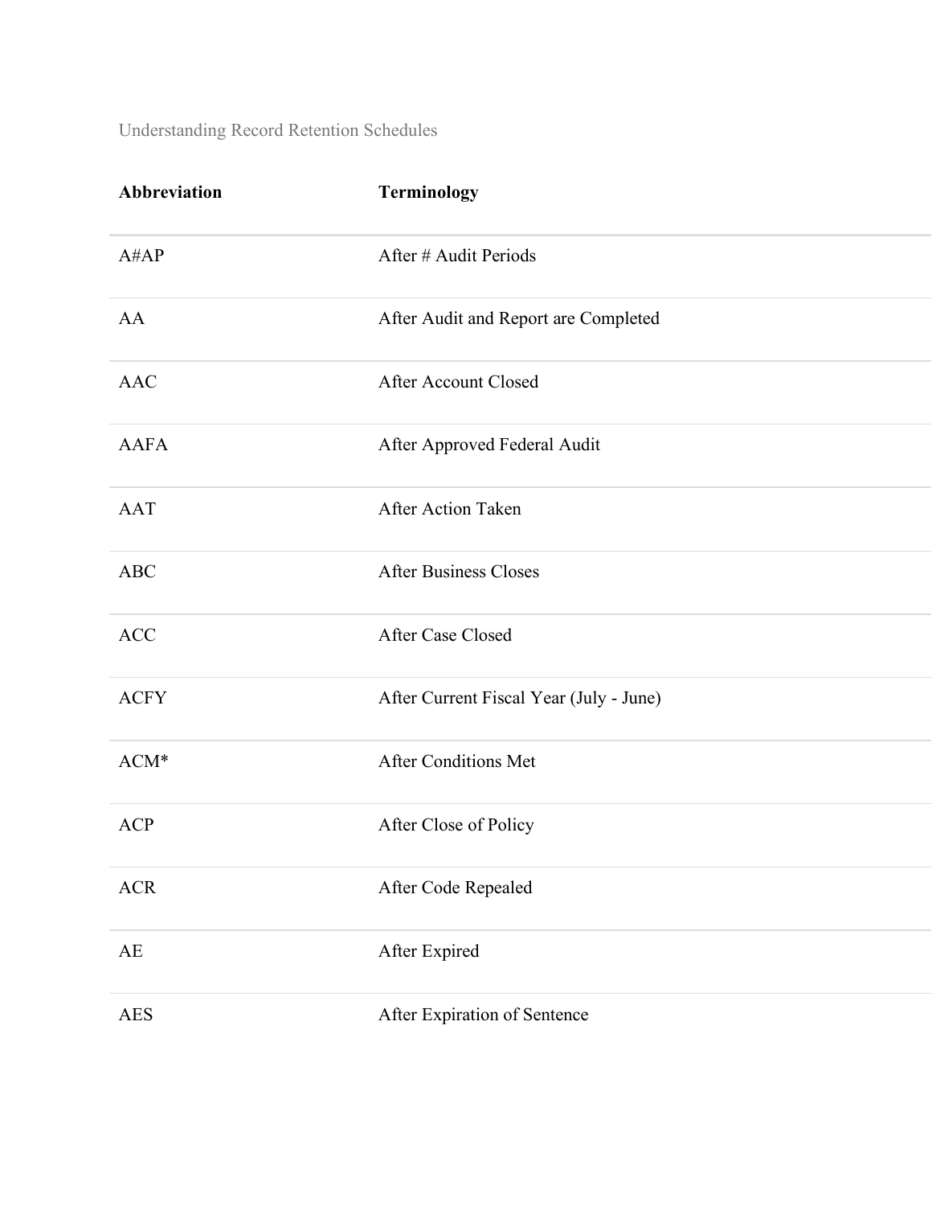Understanding Record Retention Schedules

| Abbreviation | Terminology |
| --- | --- |
| A#AP | After # Audit Periods |
| AA | After Audit and Report are Completed |
| AAC | After Account Closed |
| AAFA | After Approved Federal Audit |
| AAT | After Action Taken |
| ABC | After Business Closes |
| ACC | After Case Closed |
| ACFY | After Current Fiscal Year (July - June) |
| ACM* | After Conditions Met |
| ACP | After Close of Policy |
| ACR | After Code Repealed |
| AE | After Expired |
| AES | After Expiration of Sentence |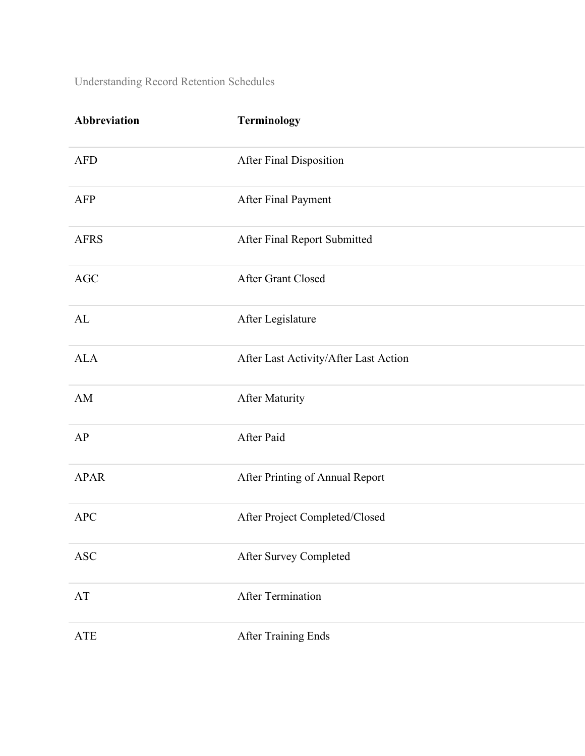| Abbreviation | Terminology |
| --- | --- |
| AFD | After Final Disposition |
| AFP | After Final Payment |
| AFRS | After Final Report Submitted |
| AGC | After Grant Closed |
| AL | After Legislature |
| ALA | After Last Activity/After Last Action |
| AM | After Maturity |
| AP | After Paid |
| APAR | After Printing of Annual Report |
| APC | After Project Completed/Closed |
| ASC | After Survey Completed |
| AT | After Termination |
| ATE | After Training Ends |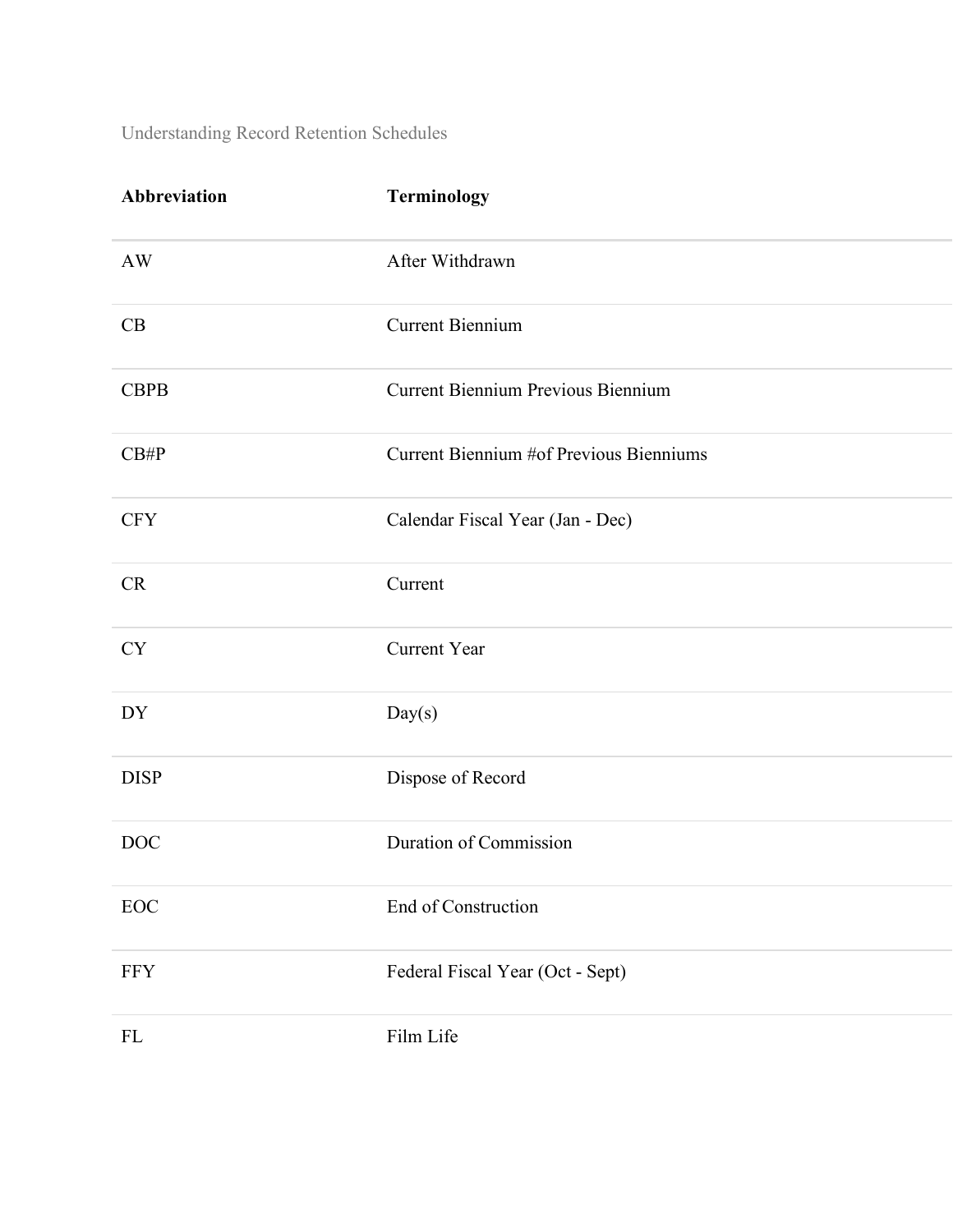| Abbreviation | Terminology |
| --- | --- |
| AW | After Withdrawn |
| CB | Current Biennium |
| CBPB | Current Biennium Previous Biennium |
| CB#P | Current Biennium #of Previous Bienniums |
| CFY | Calendar Fiscal Year (Jan - Dec) |
| CR | Current |
| CY | Current Year |
| DY | Day(s) |
| DISP | Dispose of Record |
| DOC | Duration of Commission |
| EOC | End of Construction |
| FFY | Federal Fiscal Year (Oct - Sept) |
| FL | Film Life |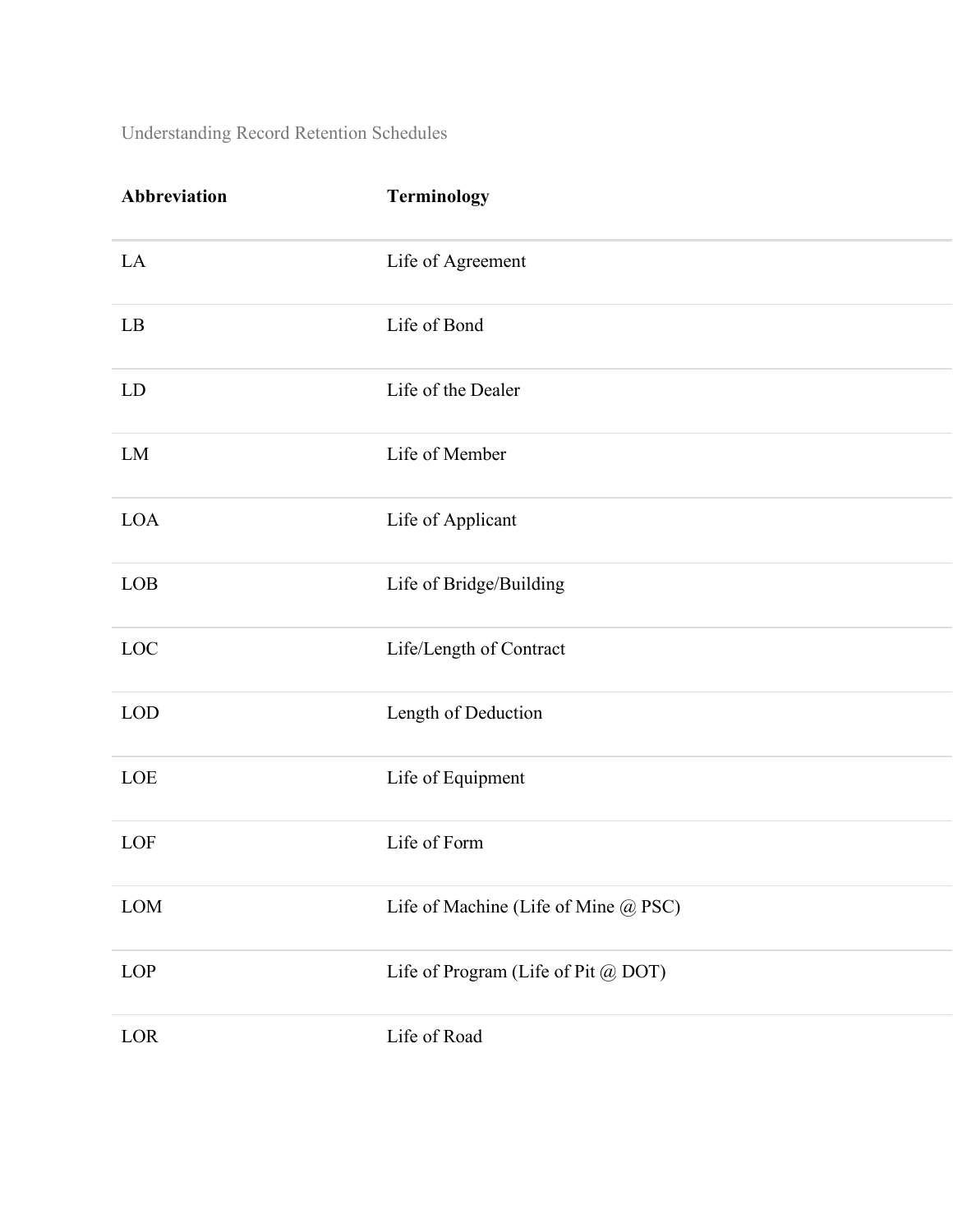| Abbreviation | Terminology |
| --- | --- |
| LA | Life of Agreement |
| LB | Life of Bond |
| LD | Life of the Dealer |
| LM | Life of Member |
| LOA | Life of Applicant |
| LOB | Life of Bridge/Building |
| LOC | Life/Length of Contract |
| LOD | Length of Deduction |
| LOE | Life of Equipment |
| LOF | Life of Form |
| LOM | Life of Machine (Life of Mine @ PSC) |
| LOP | Life of Program (Life of Pit @ DOT) |
| LOR | Life of Road |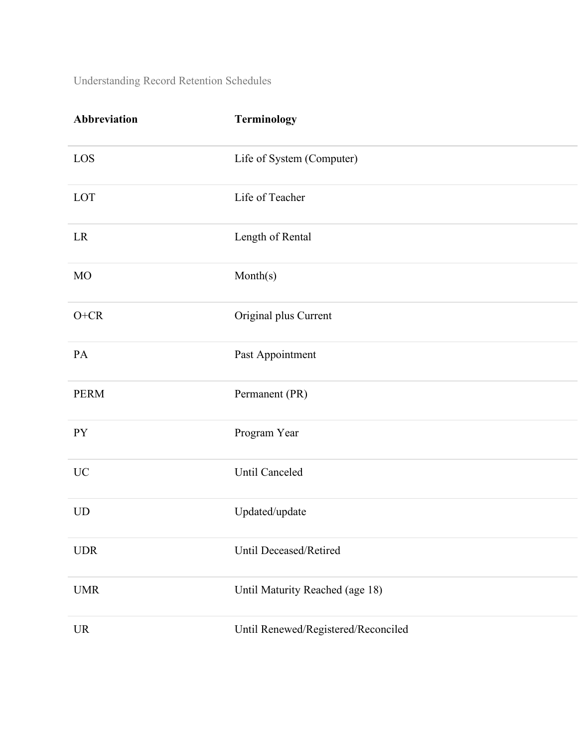| Abbreviation | Terminology |
| --- | --- |
| LOS | Life of System (Computer) |
| LOT | Life of Teacher |
| LR | Length of Rental |
| MO | Month(s) |
| O+CR | Original plus Current |
| PA | Past Appointment |
| PERM | Permanent (PR) |
| PY | Program Year |
| UC | Until Canceled |
| UD | Updated/update |
| UDR | Until Deceased/Retired |
| UMR | Until Maturity Reached (age 18) |
| UR | Until Renewed/Registered/Reconciled |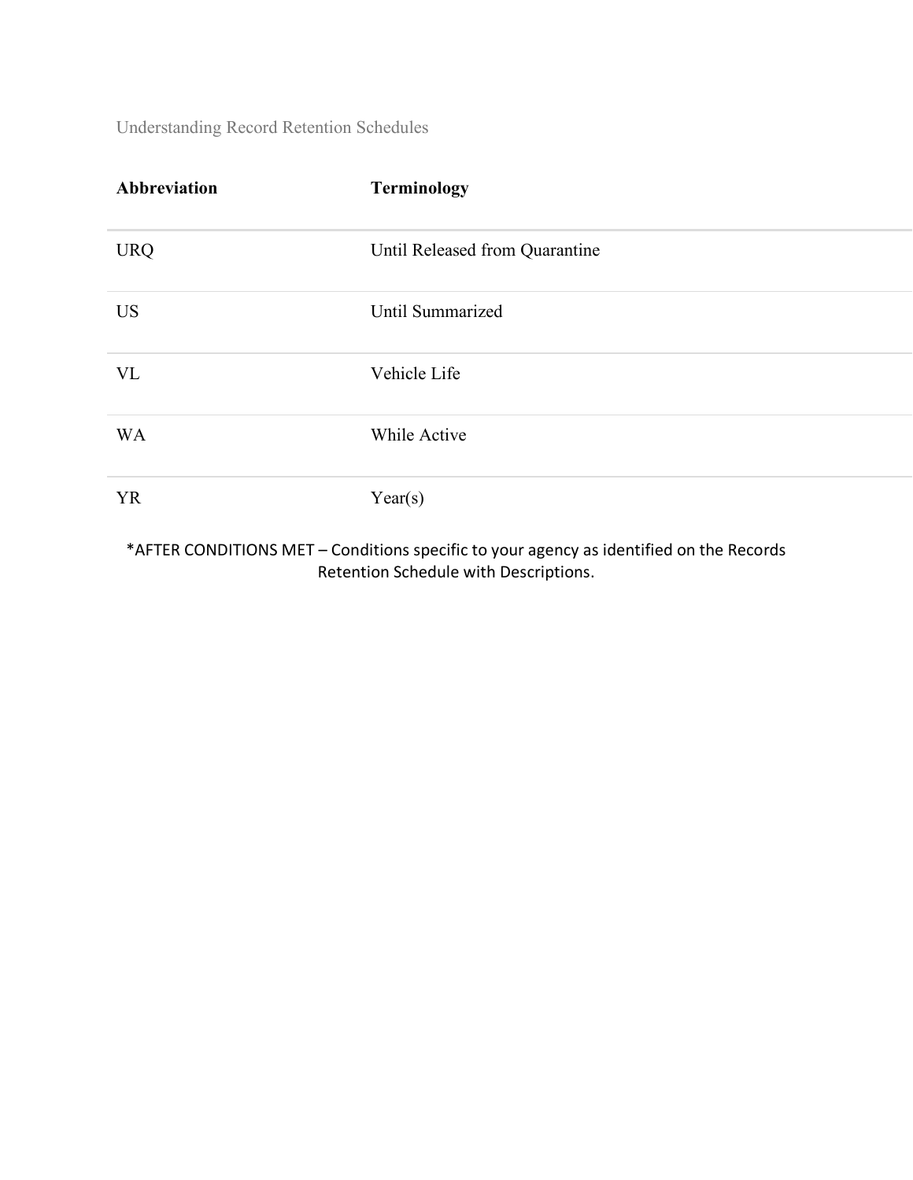| Abbreviation | Terminology |
|---|---|
| URQ | Until Released from Quarantine |
| US | Until Summarized |
| VL | Vehicle Life |
| WA | While Active |
| YR | Year(s) |

*AFTER CONDITIONS MET – Conditions specific to your agency as identified on the Records Retention Schedule with Descriptions.